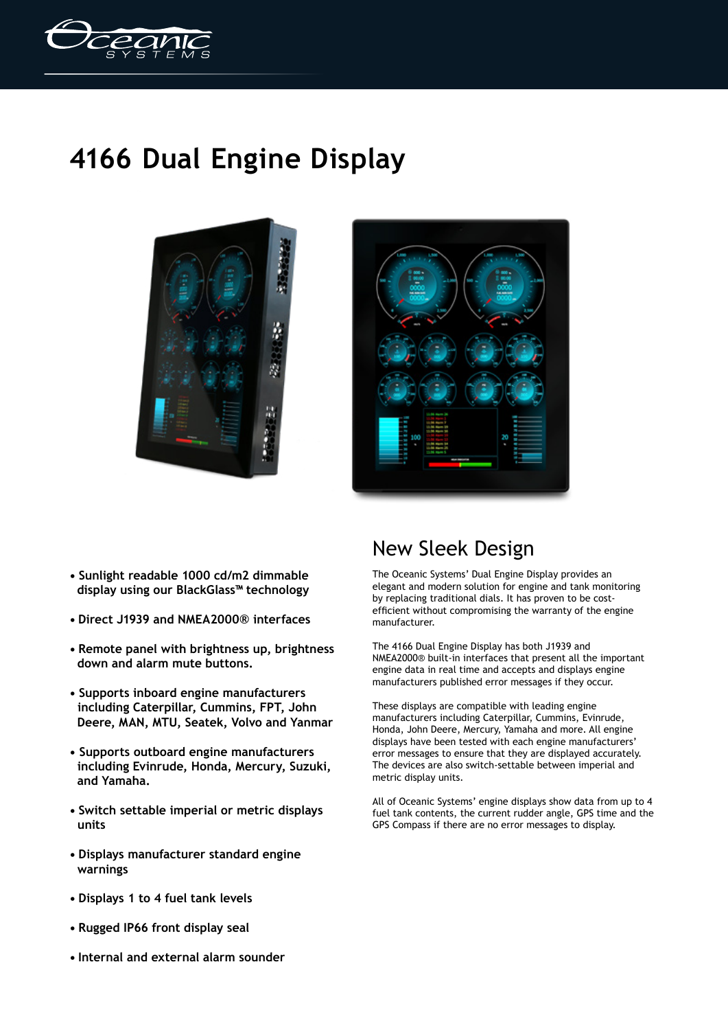# 4166 Dual Engine Display

- Sunlight readable 1000 cd/m2 dimmable display using our BlackGlass™ technology
- Direct J1939 and NMEA2000® interfaces
- Remote panel with brightness up, brightness down and alarm mute buttons.
- Supports inboard engine manufacturers including Caterpillar, Cummins, FPT, John Deere, MAN, MTU, Seatek, Volvo and Yanmar
- Supports outboard engine manufacturers including Evinrude, Honda, Mercury, Suzuki, and Yamaha.
- Switch settable imperial or metric displays units
- Displays manufacturer standard engine warnings
- Displays 1 to 4 fuel tank levels
- Rugged IP66 front display seal
- Internal and external alarm sounder

## New Sleek Design

The Oceanic Systems' Dual Engine Display provides an elegant and modern solution for engine and tank monitoring by replacing traditional dials. It has proven to be cost-efficient without compromising the warranty of the engine manufacturer.

The 4166 Dual Engine Display has both J1939 and NMEA2000® built-in interfaces that present all the important engine data in real time and accepts and displays engine manufacturers published error messages if they occur.

These displays are compatible with leading engine manufacturers including Caterpillar, Cummins, Evinrude, Honda, John Deere, Mercury, Yamaha and more. All engine displays have been tested with each engine manufacturers' error messages to ensure that they are displayed accurately. The devices are also switch-settable between imperial and metric display units.

All of Oceanic Systems' engine displays show data from up to 4 fuel tank contents, the current rudder angle, GPS time and the GPS Compass if there are no error messages to display.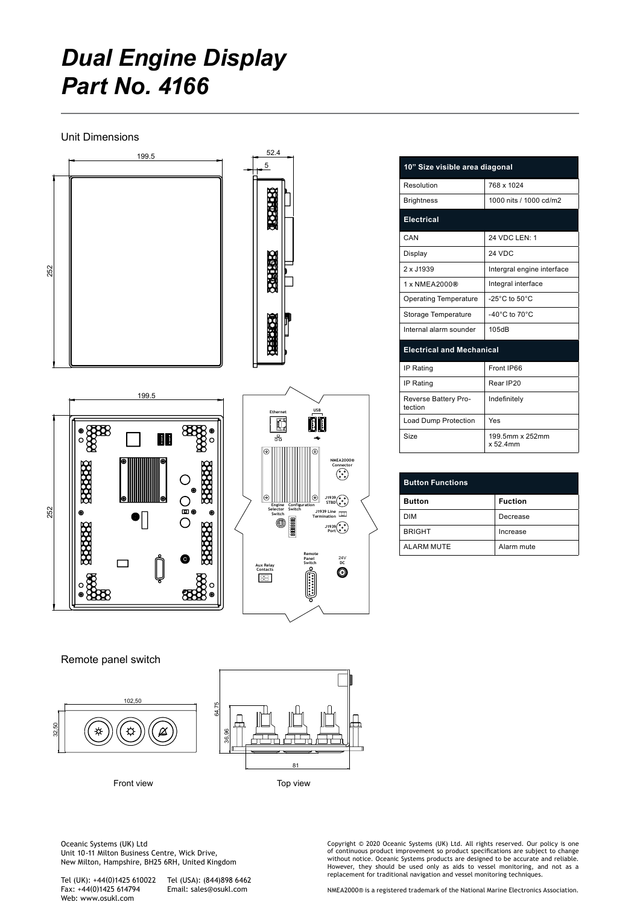# *Dual Engine Display Part No. 4166*

## Unit Dimensions

199.5

52.4

5

252

199.5

252

Ethernet

USB

NMEA2000® Connector

J1939 STBD

J1939 Line Termination

J1939 Port

Engine Selector Switch

Configuration Switch

Remote Panel Switch

24V DC

Aux Relay Contacts

| 10" Size visible area diagonal | |
|---|---|
| Resolution | 768 x 1024 |
| Brightness | 1000 nits / 1000 cd/m2 |
| **Electrical** | |
| CAN | 24 VDC LEN: 1 |
| Display | 24 VDC |
| 2 x J1939 | Intergral engine interface |
| 1 x NMEA2000® | Integral interface |
| Operating Temperature | -25°C to 50°C |
| Storage Temperature | -40°C to 70°C |
| Internal alarm sounder | 105dB |
| **Electrical and Mechanical** | |
| IP Rating | Front IP66 |
| IP Rating | Rear IP20 |
| Reverse Battery Protection | Indefinitely |
| Load Dump Protection | Yes |
| Size | 199.5mm x 252mm x 52.4mm |

| Button Functions | |
|---|---|
| **Button** | **Fuction** |
| DIM | Decrease |
| BRIGHT | Increase |
| ALARM MUTE | Alarm mute |

## Remote panel switch

102,50

32,50

64,75

36,96

81

Front view

Top view

Oceanic Systems (UK) Ltd
Unit 10-11 Milton Business Centre, Wick Drive,
New Milton, Hampshire, BH25 6RH, United Kingdom

Tel (UK): +44(0)1425 610022
Fax: +44(0)1425 614794
Web: www.osukl.com

Tel (USA): (844)898 6462
Email: sales@osukl.com

Copyright © 2020 Oceanic Systems (UK) Ltd. All rights reserved. Our policy is one of continuous product improvement so product specifications are subject to change without notice. Oceanic Systems products are designed to be accurate and reliable. However, they should be used only as aids to vessel monitoring, and not as a replacement for traditional navigation and vessel monitoring techniques.

NMEA2000® is a registered trademark of the National Marine Electronics Association.